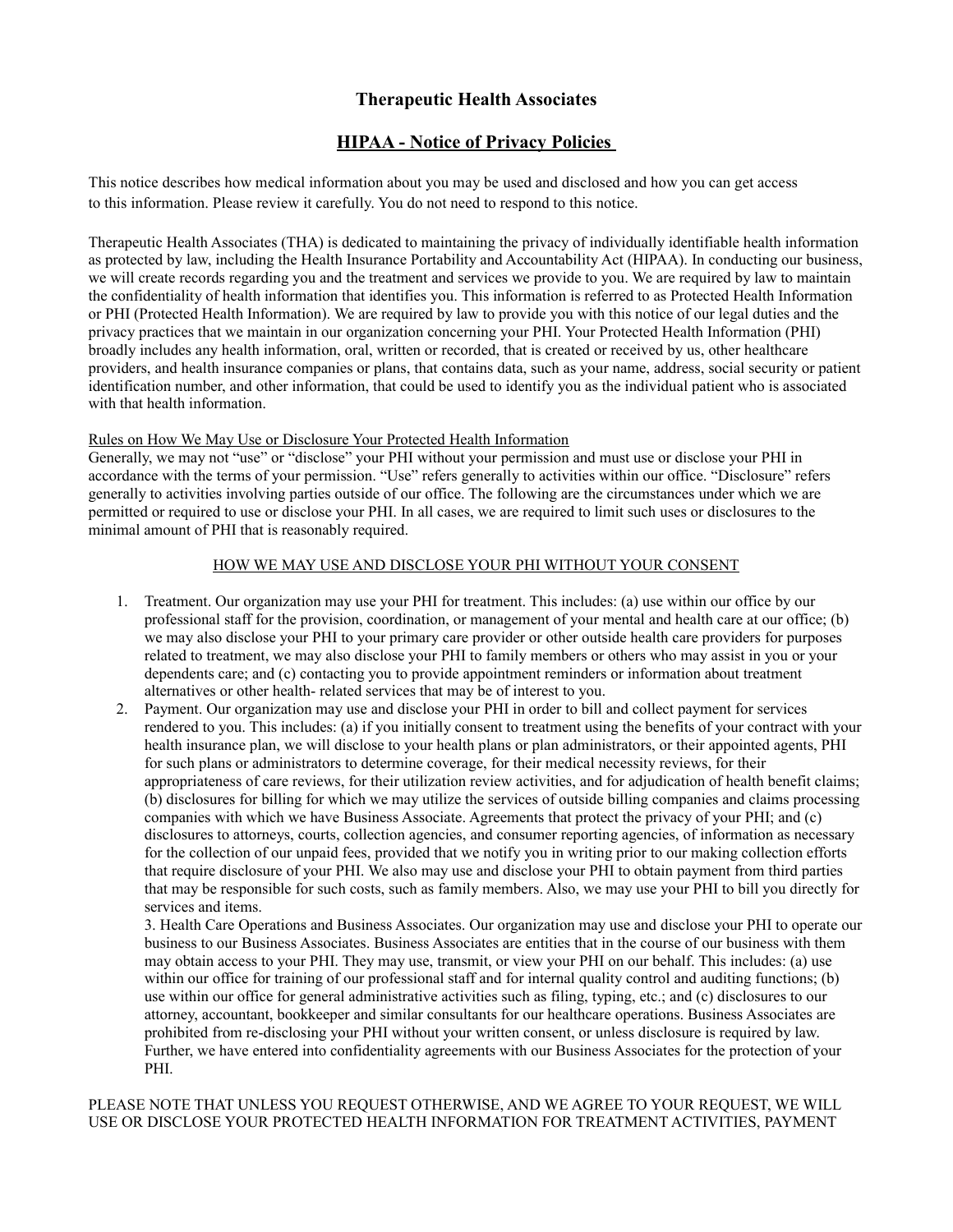# Therapeutic Health Associates

## HIPAA - Notice of Privacy Policies

This notice describes how medical information about you may be used and disclosed and how you can get access to this information. Please review it carefully. You do not need to respond to this notice.

Therapeutic Health Associates (THA) is dedicated to maintaining the privacy of individually identifiable health information as protected by law, including the Health Insurance Portability and Accountability Act (HIPAA). In conducting our business, we will create records regarding you and the treatment and services we provide to you. We are required by law to maintain the confidentiality of health information that identifies you. This information is referred to as Protected Health Information or PHI (Protected Health Information). We are required by law to provide you with this notice of our legal duties and the privacy practices that we maintain in our organization concerning your PHI. Your Protected Health Information (PHI) broadly includes any health information, oral, written or recorded, that is created or received by us, other healthcare providers, and health insurance companies or plans, that contains data, such as your name, address, social security or patient identification number, and other information, that could be used to identify you as the individual patient who is associated with that health information.

Rules on How We May Use or Disclosure Your Protected Health Information

Generally, we may not "use" or "disclose" your PHI without your permission and must use or disclose your PHI in accordance with the terms of your permission. "Use" refers generally to activities within our office. "Disclosure" refers generally to activities involving parties outside of our office. The following are the circumstances under which we are permitted or required to use or disclose your PHI. In all cases, we are required to limit such uses or disclosures to the minimal amount of PHI that is reasonably required.

HOW WE MAY USE AND DISCLOSE YOUR PHI WITHOUT YOUR CONSENT

1. Treatment. Our organization may use your PHI for treatment. This includes: (a) use within our office by our professional staff for the provision, coordination, or management of your mental and health care at our office; (b) we may also disclose your PHI to your primary care provider or other outside health care providers for purposes related to treatment, we may also disclose your PHI to family members or others who may assist in you or your dependents care; and (c) contacting you to provide appointment reminders or information about treatment alternatives or other health- related services that may be of interest to you.
2. Payment. Our organization may use and disclose your PHI in order to bill and collect payment for services rendered to you. This includes: (a) if you initially consent to treatment using the benefits of your contract with your health insurance plan, we will disclose to your health plans or plan administrators, or their appointed agents, PHI for such plans or administrators to determine coverage, for their medical necessity reviews, for their appropriateness of care reviews, for their utilization review activities, and for adjudication of health benefit claims; (b) disclosures for billing for which we may utilize the services of outside billing companies and claims processing companies with which we have Business Associate. Agreements that protect the privacy of your PHI; and (c) disclosures to attorneys, courts, collection agencies, and consumer reporting agencies, of information as necessary for the collection of our unpaid fees, provided that we notify you in writing prior to our making collection efforts that require disclosure of your PHI. We also may use and disclose your PHI to obtain payment from third parties that may be responsible for such costs, such as family members. Also, we may use your PHI to bill you directly for services and items.

   3. Health Care Operations and Business Associates. Our organization may use and disclose your PHI to operate our business to our Business Associates. Business Associates are entities that in the course of our business with them may obtain access to your PHI. They may use, transmit, or view your PHI on our behalf. This includes: (a) use within our office for training of our professional staff and for internal quality control and auditing functions; (b) use within our office for general administrative activities such as filing, typing, etc.; and (c) disclosures to our attorney, accountant, bookkeeper and similar consultants for our healthcare operations. Business Associates are prohibited from re-disclosing your PHI without your written consent, or unless disclosure is required by law. Further, we have entered into confidentiality agreements with our Business Associates for the protection of your PHI.

PLEASE NOTE THAT UNLESS YOU REQUEST OTHERWISE, AND WE AGREE TO YOUR REQUEST, WE WILL USE OR DISCLOSE YOUR PROTECTED HEALTH INFORMATION FOR TREATMENT ACTIVITIES, PAYMENT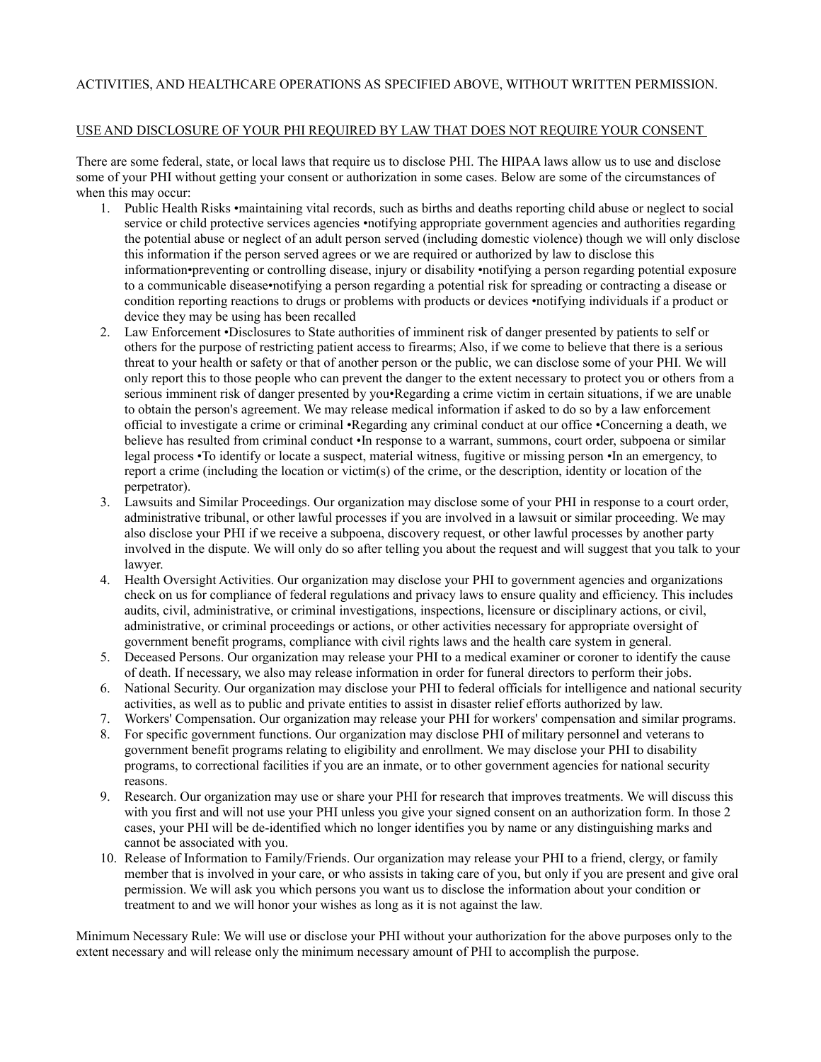ACTIVITIES, AND HEALTHCARE OPERATIONS AS SPECIFIED ABOVE, WITHOUT WRITTEN PERMISSION.

<u>USE AND DISCLOSURE OF YOUR PHI REQUIRED BY LAW THAT DOES NOT REQUIRE YOUR CONSENT</u>

There are some federal, state, or local laws that require us to disclose PHI. The HIPAA laws allow us to use and disclose some of your PHI without getting your consent or authorization in some cases. Below are some of the circumstances of when this may occur:

1. Public Health Risks •maintaining vital records, such as births and deaths reporting child abuse or neglect to social service or child protective services agencies •notifying appropriate government agencies and authorities regarding the potential abuse or neglect of an adult person served (including domestic violence) though we will only disclose this information if the person served agrees or we are required or authorized by law to disclose this information•preventing or controlling disease, injury or disability •notifying a person regarding potential exposure to a communicable disease•notifying a person regarding a potential risk for spreading or contracting a disease or condition reporting reactions to drugs or problems with products or devices •notifying individuals if a product or device they may be using has been recalled
2. Law Enforcement •Disclosures to State authorities of imminent risk of danger presented by patients to self or others for the purpose of restricting patient access to firearms; Also, if we come to believe that there is a serious threat to your health or safety or that of another person or the public, we can disclose some of your PHI. We will only report this to those people who can prevent the danger to the extent necessary to protect you or others from a serious imminent risk of danger presented by you•Regarding a crime victim in certain situations, if we are unable to obtain the person's agreement. We may release medical information if asked to do so by a law enforcement official to investigate a crime or criminal •Regarding any criminal conduct at our office •Concerning a death, we believe has resulted from criminal conduct •In response to a warrant, summons, court order, subpoena or similar legal process •To identify or locate a suspect, material witness, fugitive or missing person •In an emergency, to report a crime (including the location or victim(s) of the crime, or the description, identity or location of the perpetrator).
3. Lawsuits and Similar Proceedings. Our organization may disclose some of your PHI in response to a court order, administrative tribunal, or other lawful processes if you are involved in a lawsuit or similar proceeding. We may also disclose your PHI if we receive a subpoena, discovery request, or other lawful processes by another party involved in the dispute. We will only do so after telling you about the request and will suggest that you talk to your lawyer.
4. Health Oversight Activities. Our organization may disclose your PHI to government agencies and organizations check on us for compliance of federal regulations and privacy laws to ensure quality and efficiency. This includes audits, civil, administrative, or criminal investigations, inspections, licensure or disciplinary actions, or civil, administrative, or criminal proceedings or actions, or other activities necessary for appropriate oversight of government benefit programs, compliance with civil rights laws and the health care system in general.
5. Deceased Persons. Our organization may release your PHI to a medical examiner or coroner to identify the cause of death. If necessary, we also may release information in order for funeral directors to perform their jobs.
6. National Security. Our organization may disclose your PHI to federal officials for intelligence and national security activities, as well as to public and private entities to assist in disaster relief efforts authorized by law.
7. Workers' Compensation. Our organization may release your PHI for workers' compensation and similar programs.
8. For specific government functions. Our organization may disclose PHI of military personnel and veterans to government benefit programs relating to eligibility and enrollment. We may disclose your PHI to disability programs, to correctional facilities if you are an inmate, or to other government agencies for national security reasons.
9. Research. Our organization may use or share your PHI for research that improves treatments. We will discuss this with you first and will not use your PHI unless you give your signed consent on an authorization form. In those 2 cases, your PHI will be de-identified which no longer identifies you by name or any distinguishing marks and cannot be associated with you.
10. Release of Information to Family/Friends. Our organization may release your PHI to a friend, clergy, or family member that is involved in your care, or who assists in taking care of you, but only if you are present and give oral permission. We will ask you which persons you want us to disclose the information about your condition or treatment to and we will honor your wishes as long as it is not against the law.

Minimum Necessary Rule: We will use or disclose your PHI without your authorization for the above purposes only to the extent necessary and will release only the minimum necessary amount of PHI to accomplish the purpose.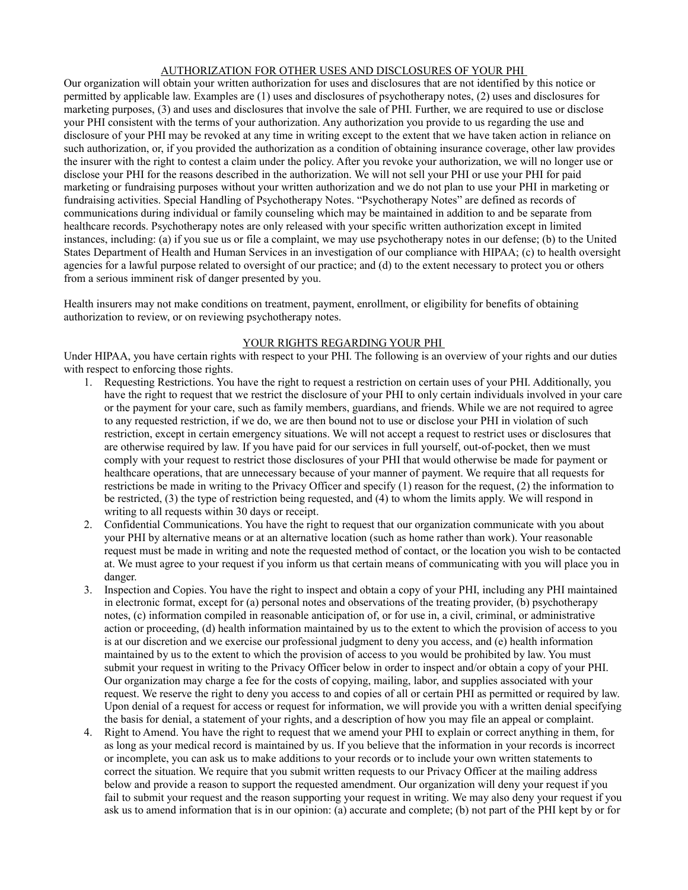## AUTHORIZATION FOR OTHER USES AND DISCLOSURES OF YOUR PHI

Our organization will obtain your written authorization for uses and disclosures that are not identified by this notice or permitted by applicable law. Examples are (1) uses and disclosures of psychotherapy notes, (2) uses and disclosures for marketing purposes, (3) and uses and disclosures that involve the sale of PHI. Further, we are required to use or disclose your PHI consistent with the terms of your authorization. Any authorization you provide to us regarding the use and disclosure of your PHI may be revoked at any time in writing except to the extent that we have taken action in reliance on such authorization, or, if you provided the authorization as a condition of obtaining insurance coverage, other law provides the insurer with the right to contest a claim under the policy. After you revoke your authorization, we will no longer use or disclose your PHI for the reasons described in the authorization. We will not sell your PHI or use your PHI for paid marketing or fundraising purposes without your written authorization and we do not plan to use your PHI in marketing or fundraising activities. Special Handling of Psychotherapy Notes. "Psychotherapy Notes" are defined as records of communications during individual or family counseling which may be maintained in addition to and be separate from healthcare records. Psychotherapy notes are only released with your specific written authorization except in limited instances, including: (a) if you sue us or file a complaint, we may use psychotherapy notes in our defense; (b) to the United States Department of Health and Human Services in an investigation of our compliance with HIPAA; (c) to health oversight agencies for a lawful purpose related to oversight of our practice; and (d) to the extent necessary to protect you or others from a serious imminent risk of danger presented by you.

Health insurers may not make conditions on treatment, payment, enrollment, or eligibility for benefits of obtaining authorization to review, or on reviewing psychotherapy notes.

## YOUR RIGHTS REGARDING YOUR PHI

Under HIPAA, you have certain rights with respect to your PHI. The following is an overview of your rights and our duties with respect to enforcing those rights.

1. Requesting Restrictions. You have the right to request a restriction on certain uses of your PHI. Additionally, you have the right to request that we restrict the disclosure of your PHI to only certain individuals involved in your care or the payment for your care, such as family members, guardians, and friends. While we are not required to agree to any requested restriction, if we do, we are then bound not to use or disclose your PHI in violation of such restriction, except in certain emergency situations. We will not accept a request to restrict uses or disclosures that are otherwise required by law. If you have paid for our services in full yourself, out-of-pocket, then we must comply with your request to restrict those disclosures of your PHI that would otherwise be made for payment or healthcare operations, that are unnecessary because of your manner of payment. We require that all requests for restrictions be made in writing to the Privacy Officer and specify (1) reason for the request, (2) the information to be restricted, (3) the type of restriction being requested, and (4) to whom the limits apply. We will respond in writing to all requests within 30 days or receipt.
2. Confidential Communications. You have the right to request that our organization communicate with you about your PHI by alternative means or at an alternative location (such as home rather than work). Your reasonable request must be made in writing and note the requested method of contact, or the location you wish to be contacted at. We must agree to your request if you inform us that certain means of communicating with you will place you in danger.
3. Inspection and Copies. You have the right to inspect and obtain a copy of your PHI, including any PHI maintained in electronic format, except for (a) personal notes and observations of the treating provider, (b) psychotherapy notes, (c) information compiled in reasonable anticipation of, or for use in, a civil, criminal, or administrative action or proceeding, (d) health information maintained by us to the extent to which the provision of access to you is at our discretion and we exercise our professional judgment to deny you access, and (e) health information maintained by us to the extent to which the provision of access to you would be prohibited by law. You must submit your request in writing to the Privacy Officer below in order to inspect and/or obtain a copy of your PHI. Our organization may charge a fee for the costs of copying, mailing, labor, and supplies associated with your request. We reserve the right to deny you access to and copies of all or certain PHI as permitted or required by law. Upon denial of a request for access or request for information, we will provide you with a written denial specifying the basis for denial, a statement of your rights, and a description of how you may file an appeal or complaint.
4. Right to Amend. You have the right to request that we amend your PHI to explain or correct anything in them, for as long as your medical record is maintained by us. If you believe that the information in your records is incorrect or incomplete, you can ask us to make additions to your records or to include your own written statements to correct the situation. We require that you submit written requests to our Privacy Officer at the mailing address below and provide a reason to support the requested amendment. Our organization will deny your request if you fail to submit your request and the reason supporting your request in writing. We may also deny your request if you ask us to amend information that is in our opinion: (a) accurate and complete; (b) not part of the PHI kept by or for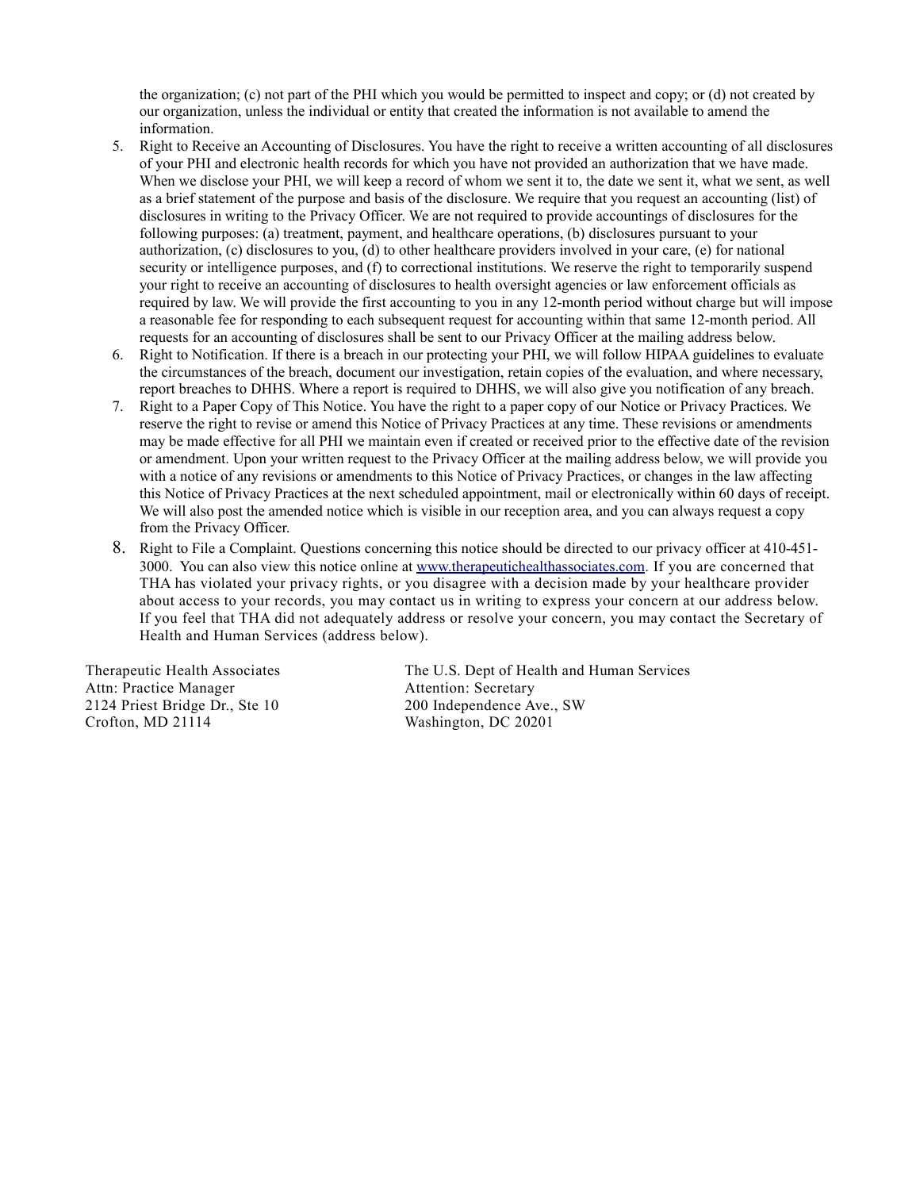the organization; (c) not part of the PHI which you would be permitted to inspect and copy; or (d) not created by our organization, unless the individual or entity that created the information is not available to amend the information.

5. Right to Receive an Accounting of Disclosures. You have the right to receive a written accounting of all disclosures of your PHI and electronic health records for which you have not provided an authorization that we have made. When we disclose your PHI, we will keep a record of whom we sent it to, the date we sent it, what we sent, as well as a brief statement of the purpose and basis of the disclosure. We require that you request an accounting (list) of disclosures in writing to the Privacy Officer. We are not required to provide accountings of disclosures for the following purposes: (a) treatment, payment, and healthcare operations, (b) disclosures pursuant to your authorization, (c) disclosures to you, (d) to other healthcare providers involved in your care, (e) for national security or intelligence purposes, and (f) to correctional institutions. We reserve the right to temporarily suspend your right to receive an accounting of disclosures to health oversight agencies or law enforcement officials as required by law. We will provide the first accounting to you in any 12-month period without charge but will impose a reasonable fee for responding to each subsequent request for accounting within that same 12-month period. All requests for an accounting of disclosures shall be sent to our Privacy Officer at the mailing address below.
6. Right to Notification. If there is a breach in our protecting your PHI, we will follow HIPAA guidelines to evaluate the circumstances of the breach, document our investigation, retain copies of the evaluation, and where necessary, report breaches to DHHS. Where a report is required to DHHS, we will also give you notification of any breach.
7. Right to a Paper Copy of This Notice. You have the right to a paper copy of our Notice or Privacy Practices. We reserve the right to revise or amend this Notice of Privacy Practices at any time. These revisions or amendments may be made effective for all PHI we maintain even if created or received prior to the effective date of the revision or amendment. Upon your written request to the Privacy Officer at the mailing address below, we will provide you with a notice of any revisions or amendments to this Notice of Privacy Practices, or changes in the law affecting this Notice of Privacy Practices at the next scheduled appointment, mail or electronically within 60 days of receipt. We will also post the amended notice which is visible in our reception area, and you can always request a copy from the Privacy Officer.
8. Right to File a Complaint. Questions concerning this notice should be directed to our privacy officer at 410-451-3000. You can also view this notice online at www.therapeutichealthassociates.com. If you are concerned that THA has violated your privacy rights, or you disagree with a decision made by your healthcare provider about access to your records, you may contact us in writing to express your concern at our address below. If you feel that THA did not adequately address or resolve your concern, you may contact the Secretary of Health and Human Services (address below).

Therapeutic Health Associates
Attn: Practice Manager
2124 Priest Bridge Dr., Ste 10
Crofton, MD 21114

The U.S. Dept of Health and Human Services
Attention: Secretary
200 Independence Ave., SW
Washington, DC 20201